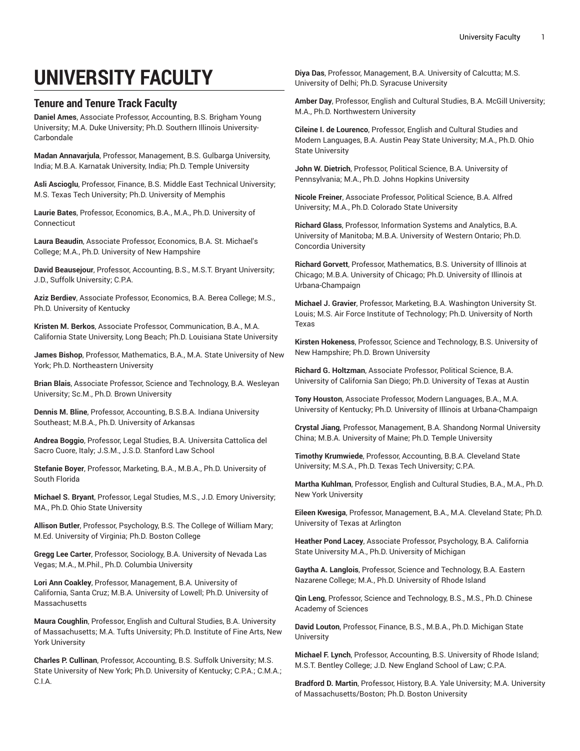# UNIVERSITY FACULTY

## Tenure and Tenure Track Faculty

**Daniel Ames**, Associate Professor, Accounting, B.S. Brigham Young University; M.A. Duke University; Ph.D. Southern Illinois University-Carbondale

**Madan Annavarjula**, Professor, Management, B.S. Gulbarga University, India; M.B.A. Karnatak University, India; Ph.D. Temple University

**Asli Ascioglu**, Professor, Finance, B.S. Middle East Technical University; M.S. Texas Tech University; Ph.D. University of Memphis

**Laurie Bates**, Professor, Economics, B.A., M.A., Ph.D. University of Connecticut

**Laura Beaudin**, Associate Professor, Economics, B.A. St. Michael's College; M.A., Ph.D. University of New Hampshire

**David Beausejour**, Professor, Accounting, B.S., M.S.T. Bryant University; J.D., Suffolk University; C.P.A.

**Aziz Berdiev**, Associate Professor, Economics, B.A. Berea College; M.S., Ph.D. University of Kentucky

**Kristen M. Berkos**, Associate Professor, Communication, B.A., M.A. California State University, Long Beach; Ph.D. Louisiana State University

**James Bishop**, Professor, Mathematics, B.A., M.A. State University of New York; Ph.D. Northeastern University

**Brian Blais**, Associate Professor, Science and Technology, B.A. Wesleyan University; Sc.M., Ph.D. Brown University

**Dennis M. Bline**, Professor, Accounting, B.S.B.A. Indiana University Southeast; M.B.A., Ph.D. University of Arkansas

**Andrea Boggio**, Professor, Legal Studies, B.A. Universita Cattolica del Sacro Cuore, Italy; J.S.M., J.S.D. Stanford Law School

**Stefanie Boyer**, Professor, Marketing, B.A., M.B.A., Ph.D. University of South Florida

**Michael S. Bryant**, Professor, Legal Studies, M.S., J.D. Emory University; MA., Ph.D. Ohio State University

**Allison Butler**, Professor, Psychology, B.S. The College of William Mary; M.Ed. University of Virginia; Ph.D. Boston College

**Gregg Lee Carter**, Professor, Sociology, B.A. University of Nevada Las Vegas; M.A., M.Phil., Ph.D. Columbia University

**Lori Ann Coakley**, Professor, Management, B.A. University of California, Santa Cruz; M.B.A. University of Lowell; Ph.D. University of Massachusetts

**Maura Coughlin**, Professor, English and Cultural Studies, B.A. University of Massachusetts; M.A. Tufts University; Ph.D. Institute of Fine Arts, New York University

**Charles P. Cullinan**, Professor, Accounting, B.S. Suffolk University; M.S. State University of New York; Ph.D. University of Kentucky; C.P.A.; C.M.A.; C.I.A.

**Diya Das**, Professor, Management, B.A. University of Calcutta; M.S. University of Delhi; Ph.D. Syracuse University

**Amber Day**, Professor, English and Cultural Studies, B.A. McGill University; M.A., Ph.D. Northwestern University

**Cileine I. de Lourenco**, Professor, English and Cultural Studies and Modern Languages, B.A. Austin Peay State University; M.A., Ph.D. Ohio State University

**John W. Dietrich**, Professor, Political Science, B.A. University of Pennsylvania; M.A., Ph.D. Johns Hopkins University

**Nicole Freiner**, Associate Professor, Political Science, B.A. Alfred University; M.A., Ph.D. Colorado State University

**Richard Glass**, Professor, Information Systems and Analytics, B.A. University of Manitoba; M.B.A. University of Western Ontario; Ph.D. Concordia University

**Richard Gorvett**, Professor, Mathematics, B.S. University of Illinois at Chicago; M.B.A. University of Chicago; Ph.D. University of Illinois at Urbana-Champaign

**Michael J. Gravier**, Professor, Marketing, B.A. Washington University St. Louis; M.S. Air Force Institute of Technology; Ph.D. University of North Texas

**Kirsten Hokeness**, Professor, Science and Technology, B.S. University of New Hampshire; Ph.D. Brown University

**Richard G. Holtzman**, Associate Professor, Political Science, B.A. University of California San Diego; Ph.D. University of Texas at Austin

**Tony Houston**, Associate Professor, Modern Languages, B.A., M.A. University of Kentucky; Ph.D. University of Illinois at Urbana-Champaign

**Crystal Jiang**, Professor, Management, B.A. Shandong Normal University China; M.B.A. University of Maine; Ph.D. Temple University

**Timothy Krumwiede**, Professor, Accounting, B.B.A. Cleveland State University; M.S.A., Ph.D. Texas Tech University; C.P.A.

**Martha Kuhlman**, Professor, English and Cultural Studies, B.A., M.A., Ph.D. New York University

**Eileen Kwesiga**, Professor, Management, B.A., M.A. Cleveland State; Ph.D. University of Texas at Arlington

**Heather Pond Lacey**, Associate Professor, Psychology, B.A. California State University M.A., Ph.D. University of Michigan

**Gaytha A. Langlois**, Professor, Science and Technology, B.A. Eastern Nazarene College; M.A., Ph.D. University of Rhode Island

**Qin Leng**, Professor, Science and Technology, B.S., M.S., Ph.D. Chinese Academy of Sciences

**David Louton**, Professor, Finance, B.S., M.B.A., Ph.D. Michigan State University

**Michael F. Lynch**, Professor, Accounting, B.S. University of Rhode Island; M.S.T. Bentley College; J.D. New England School of Law; C.P.A.

**Bradford D. Martin**, Professor, History, B.A. Yale University; M.A. University of Massachusetts/Boston; Ph.D. Boston University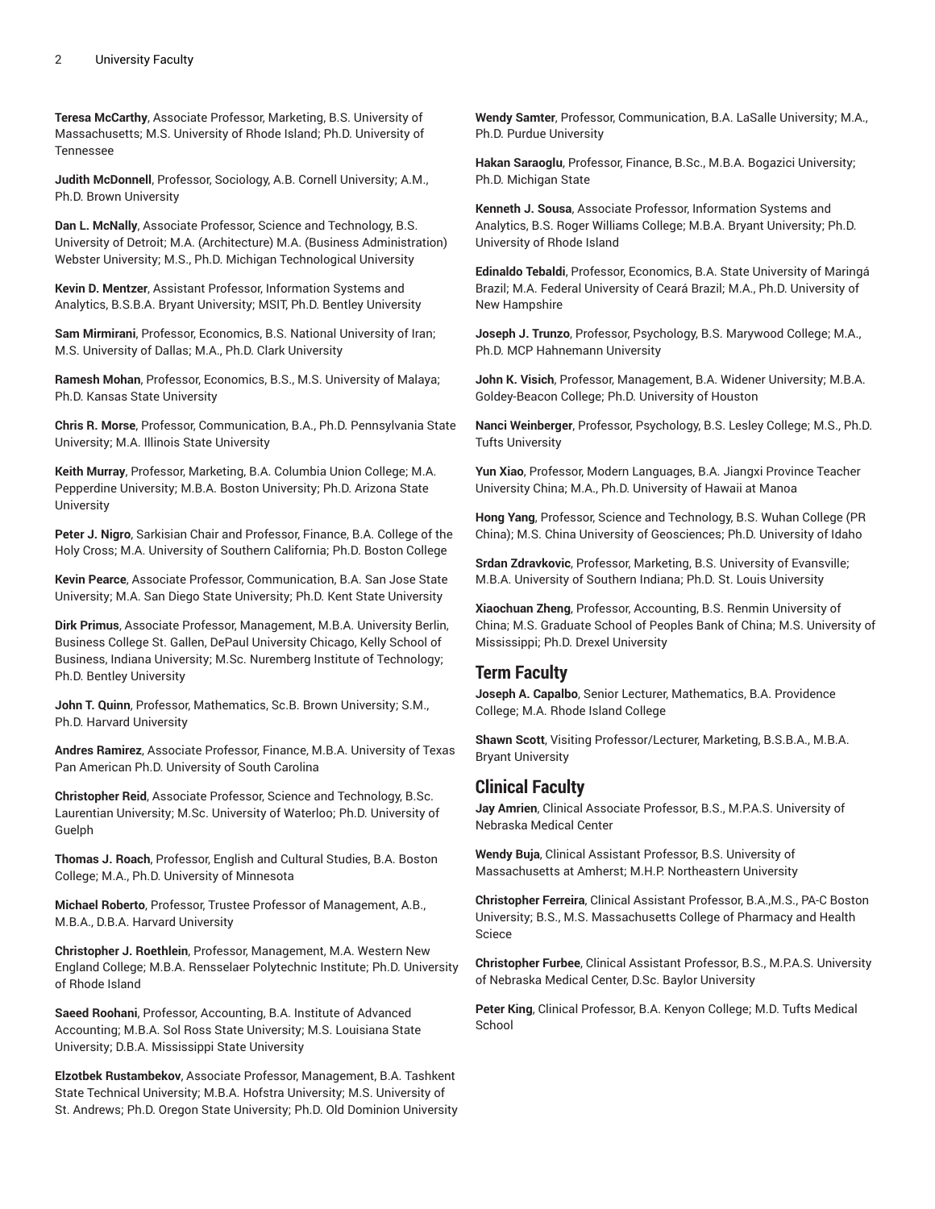**Teresa McCarthy**, Associate Professor, Marketing, B.S. University of Massachusetts; M.S. University of Rhode Island; Ph.D. University of Tennessee

**Judith McDonnell**, Professor, Sociology, A.B. Cornell University; A.M., Ph.D. Brown University

**Dan L. McNally**, Associate Professor, Science and Technology, B.S. University of Detroit; M.A. (Architecture) M.A. (Business Administration) Webster University; M.S., Ph.D. Michigan Technological University

**Kevin D. Mentzer**, Assistant Professor, Information Systems and Analytics, B.S.B.A. Bryant University; MSIT, Ph.D. Bentley University

**Sam Mirmirani**, Professor, Economics, B.S. National University of Iran; M.S. University of Dallas; M.A., Ph.D. Clark University

**Ramesh Mohan**, Professor, Economics, B.S., M.S. University of Malaya; Ph.D. Kansas State University

**Chris R. Morse**, Professor, Communication, B.A., Ph.D. Pennsylvania State University; M.A. Illinois State University

**Keith Murray**, Professor, Marketing, B.A. Columbia Union College; M.A. Pepperdine University; M.B.A. Boston University; Ph.D. Arizona State University

**Peter J. Nigro**, Sarkisian Chair and Professor, Finance, B.A. College of the Holy Cross; M.A. University of Southern California; Ph.D. Boston College

**Kevin Pearce**, Associate Professor, Communication, B.A. San Jose State University; M.A. San Diego State University; Ph.D. Kent State University

**Dirk Primus**, Associate Professor, Management, M.B.A. University Berlin, Business College St. Gallen, DePaul University Chicago, Kelly School of Business, Indiana University; M.Sc. Nuremberg Institute of Technology; Ph.D. Bentley University

**John T. Quinn**, Professor, Mathematics, Sc.B. Brown University; S.M., Ph.D. Harvard University

**Andres Ramirez**, Associate Professor, Finance, M.B.A. University of Texas Pan American Ph.D. University of South Carolina

**Christopher Reid**, Associate Professor, Science and Technology, B.Sc. Laurentian University; M.Sc. University of Waterloo; Ph.D. University of Guelph

**Thomas J. Roach**, Professor, English and Cultural Studies, B.A. Boston College; M.A., Ph.D. University of Minnesota

**Michael Roberto**, Professor, Trustee Professor of Management, A.B., M.B.A., D.B.A. Harvard University

**Christopher J. Roethlein**, Professor, Management, M.A. Western New England College; M.B.A. Rensselaer Polytechnic Institute; Ph.D. University of Rhode Island

**Saeed Roohani**, Professor, Accounting, B.A. Institute of Advanced Accounting; M.B.A. Sol Ross State University; M.S. Louisiana State University; D.B.A. Mississippi State University

**Elzotbek Rustambekov**, Associate Professor, Management, B.A. Tashkent State Technical University; M.B.A. Hofstra University; M.S. University of St. Andrews; Ph.D. Oregon State University; Ph.D. Old Dominion University

**Wendy Samter**, Professor, Communication, B.A. LaSalle University; M.A., Ph.D. Purdue University

**Hakan Saraoglu**, Professor, Finance, B.Sc., M.B.A. Bogazici University; Ph.D. Michigan State

**Kenneth J. Sousa**, Associate Professor, Information Systems and Analytics, B.S. Roger Williams College; M.B.A. Bryant University; Ph.D. University of Rhode Island

**Edinaldo Tebaldi**, Professor, Economics, B.A. State University of Maringá Brazil; M.A. Federal University of Ceará Brazil; M.A., Ph.D. University of New Hampshire

**Joseph J. Trunzo**, Professor, Psychology, B.S. Marywood College; M.A., Ph.D. MCP Hahnemann University

**John K. Visich**, Professor, Management, B.A. Widener University; M.B.A. Goldey-Beacon College; Ph.D. University of Houston

**Nanci Weinberger**, Professor, Psychology, B.S. Lesley College; M.S., Ph.D. Tufts University

**Yun Xiao**, Professor, Modern Languages, B.A. Jiangxi Province Teacher University China; M.A., Ph.D. University of Hawaii at Manoa

**Hong Yang**, Professor, Science and Technology, B.S. Wuhan College (PR China); M.S. China University of Geosciences; Ph.D. University of Idaho

**Srdan Zdravkovic**, Professor, Marketing, B.S. University of Evansville; M.B.A. University of Southern Indiana; Ph.D. St. Louis University

**Xiaochuan Zheng**, Professor, Accounting, B.S. Renmin University of China; M.S. Graduate School of Peoples Bank of China; M.S. University of Mississippi; Ph.D. Drexel University

## Term Faculty

**Joseph A. Capalbo**, Senior Lecturer, Mathematics, B.A. Providence College; M.A. Rhode Island College

**Shawn Scott**, Visiting Professor/Lecturer, Marketing, B.S.B.A., M.B.A. Bryant University

## Clinical Faculty

**Jay Amrien**, Clinical Associate Professor, B.S., M.P.A.S. University of Nebraska Medical Center

**Wendy Buja**, Clinical Assistant Professor, B.S. University of Massachusetts at Amherst; M.H.P. Northeastern University

**Christopher Ferreira**, Clinical Assistant Professor, B.A.,M.S., PA-C Boston University; B.S., M.S. Massachusetts College of Pharmacy and Health Sciece

**Christopher Furbee**, Clinical Assistant Professor, B.S., M.P.A.S. University of Nebraska Medical Center, D.Sc. Baylor University

**Peter King**, Clinical Professor, B.A. Kenyon College; M.D. Tufts Medical School